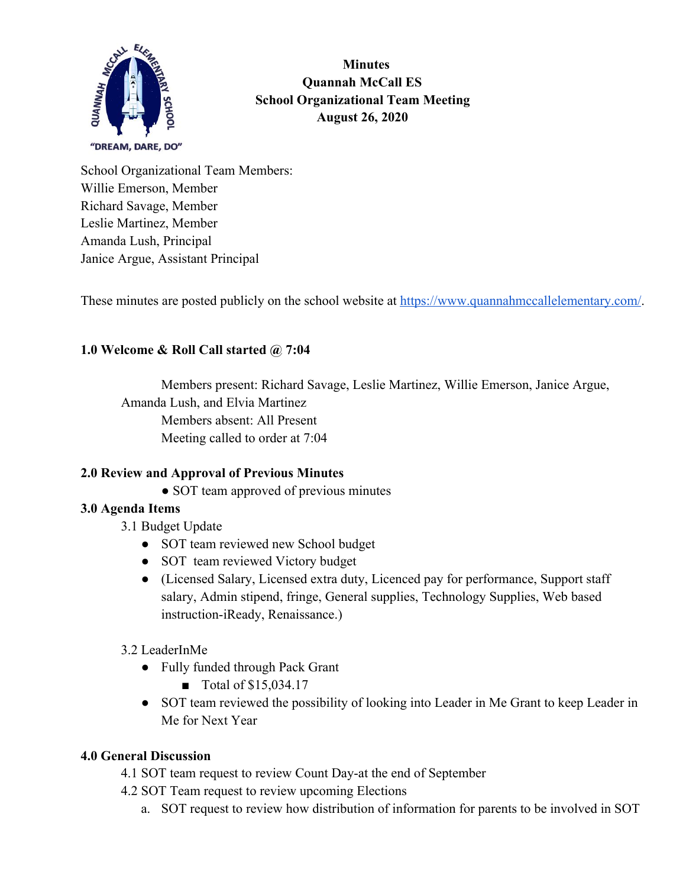**Minutes**
**Quannah McCall ES**
**School Organizational Team Meeting**
**August 26, 2020**

School Organizational Team Members:
Willie Emerson, Member
Richard Savage, Member
Leslie Martinez, Member
Amanda Lush, Principal
Janice Argue, Assistant Principal

These minutes are posted publicly on the school website at https://www.quannahmccallelementary.com/.

**1.0 Welcome & Roll Call started @ 7:04**

Members present: Richard Savage, Leslie Martinez, Willie Emerson, Janice Argue, Amanda Lush, and Elvia Martinez
Members absent: All Present
Meeting called to order at 7:04

**2.0 Review and Approval of Previous Minutes**

- SOT team approved of previous minutes

**3.0 Agenda Items**

3.1 Budget Update

- SOT team reviewed new School budget
- SOT team reviewed Victory budget
- (Licensed Salary, Licensed extra duty, Licenced pay for performance, Support staff salary, Admin stipend, fringe, General supplies, Technology Supplies, Web based instruction-iReady, Renaissance.)

3.2 LeaderInMe

- Fully funded through Pack Grant
  - Total of $15,034.17
- SOT team reviewed the possibility of looking into Leader in Me Grant to keep Leader in Me for Next Year

**4.0 General Discussion**

4.1 SOT team request to review Count Day-at the end of September

4.2 SOT Team request to review upcoming Elections

a. SOT request to review how distribution of information for parents to be involved in SOT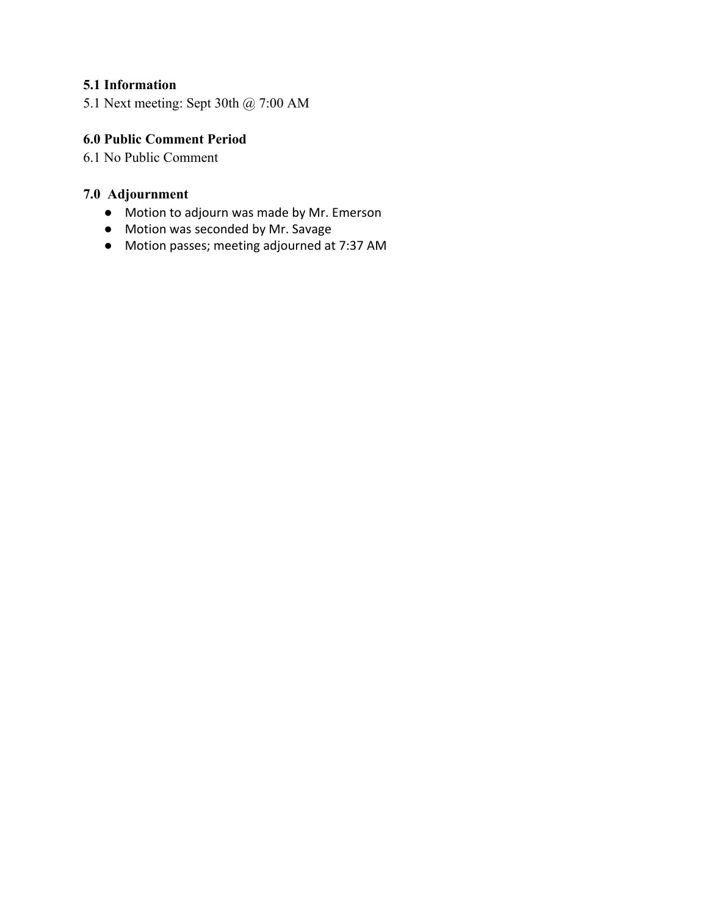### 5.1 Information

5.1 Next meeting: Sept 30th @ 7:00 AM

### 6.0 Public Comment Period

6.1 No Public Comment

### 7.0 Adjournment

- Motion to adjourn was made by Mr. Emerson
- Motion was seconded by Mr. Savage
- Motion passes; meeting adjourned at 7:37 AM